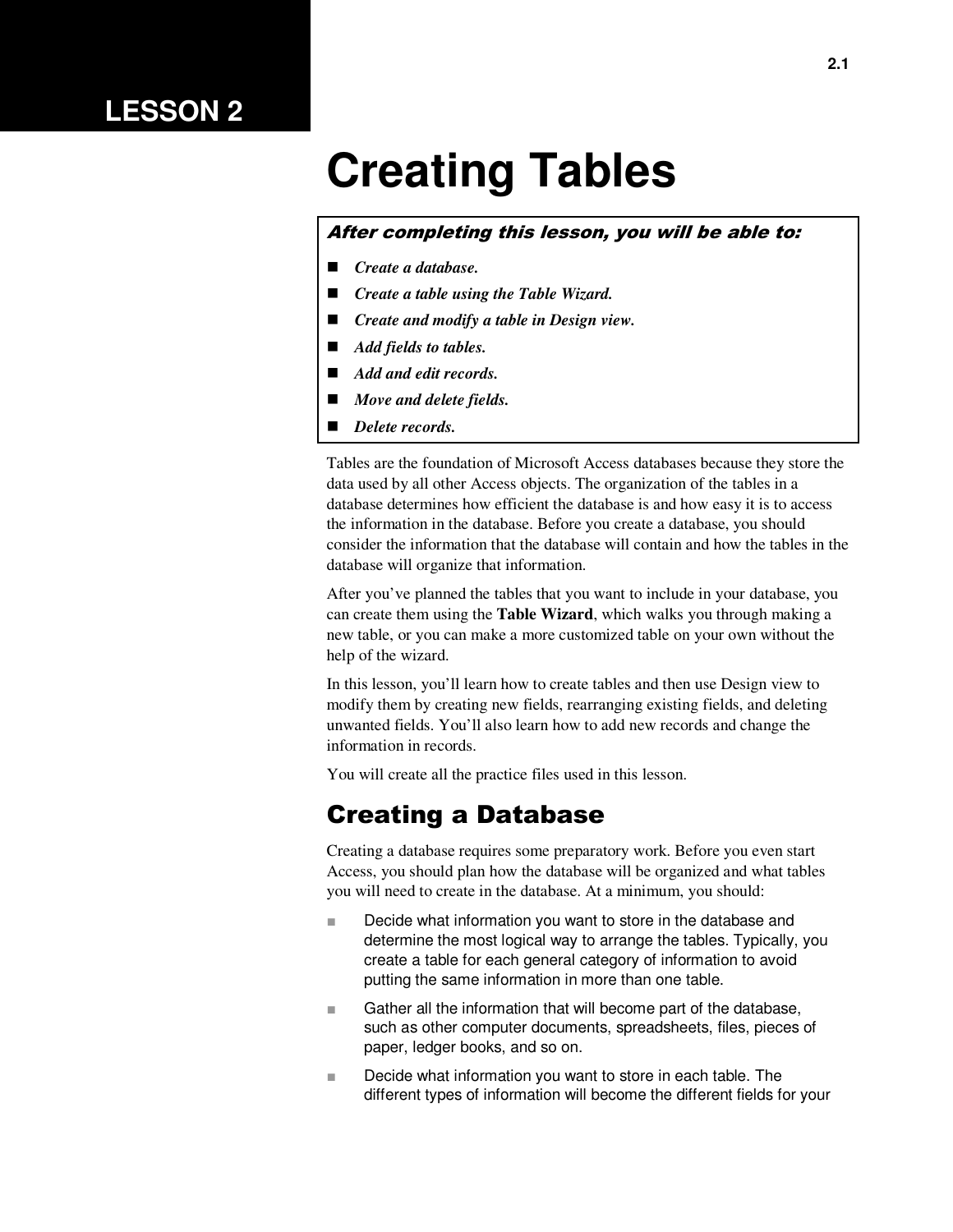# LESSON 2

# Creating Tables

***After completing this lesson, you will be able to:***

- ***Create a database.***
- ***Create a table using the Table Wizard.***
- ***Create and modify a table in Design view.***
- ***Add fields to tables.***
- ***Add and edit records.***
- ***Move and delete fields.***
- ***Delete records.***

Tables are the foundation of Microsoft Access databases because they store the data used by all other Access objects. The organization of the tables in a database determines how efficient the database is and how easy it is to access the information in the database. Before you create a database, you should consider the information that the database will contain and how the tables in the database will organize that information.

After you've planned the tables that you want to include in your database, you can create them using the **Table Wizard**, which walks you through making a new table, or you can make a more customized table on your own without the help of the wizard.

In this lesson, you'll learn how to create tables and then use Design view to modify them by creating new fields, rearranging existing fields, and deleting unwanted fields. You'll also learn how to add new records and change the information in records.

You will create all the practice files used in this lesson.

## Creating a Database

Creating a database requires some preparatory work. Before you even start Access, you should plan how the database will be organized and what tables you will need to create in the database. At a minimum, you should:

- Decide what information you want to store in the database and determine the most logical way to arrange the tables. Typically, you create a table for each general category of information to avoid putting the same information in more than one table.
- Gather all the information that will become part of the database, such as other computer documents, spreadsheets, files, pieces of paper, ledger books, and so on.
- Decide what information you want to store in each table. The different types of information will become the different fields for your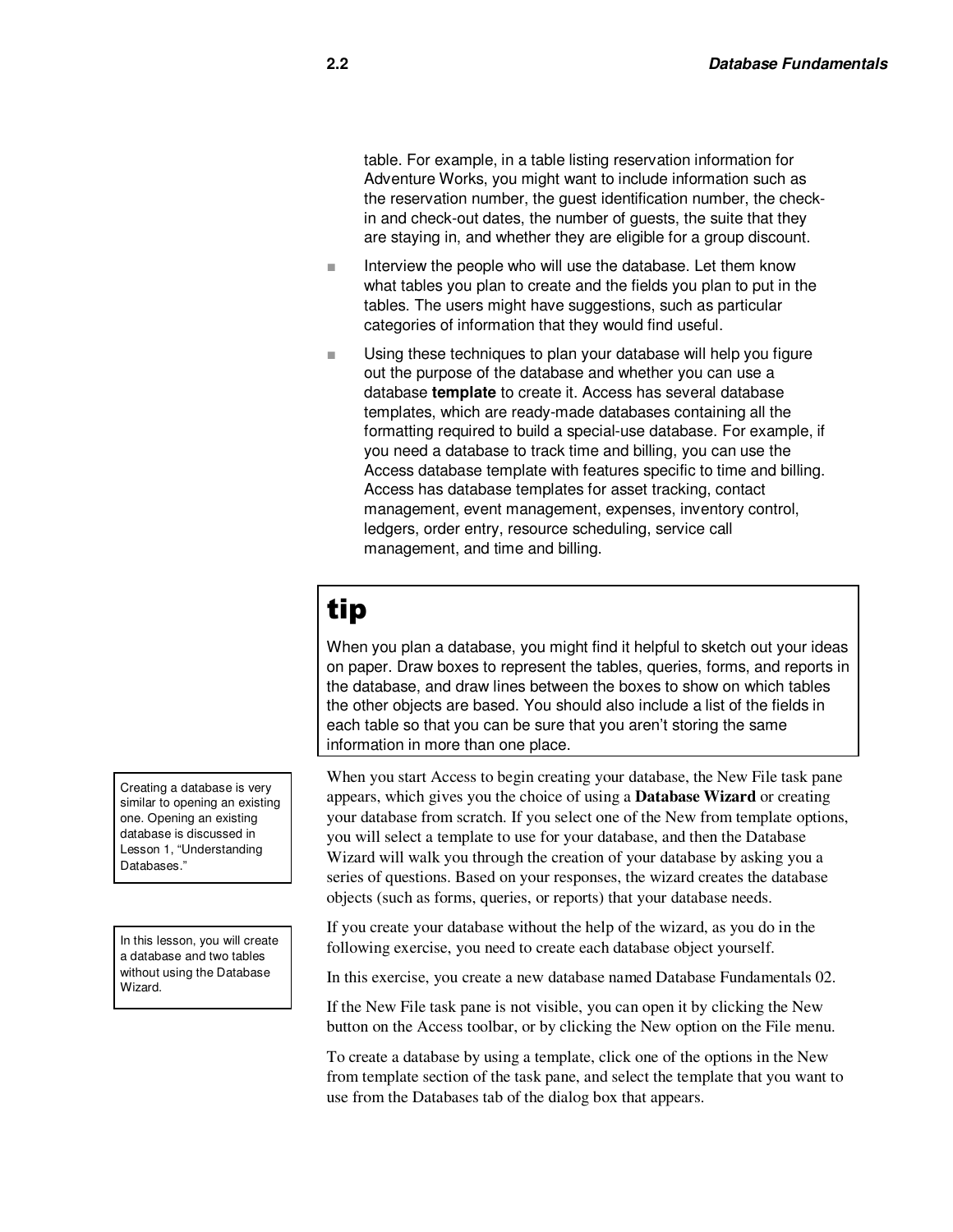table. For example, in a table listing reservation information for Adventure Works, you might want to include information such as the reservation number, the guest identification number, the check-in and check-out dates, the number of guests, the suite that they are staying in, and whether they are eligible for a group discount.

- Interview the people who will use the database. Let them know what tables you plan to create and the fields you plan to put in the tables. The users might have suggestions, such as particular categories of information that they would find useful.
- Using these techniques to plan your database will help you figure out the purpose of the database and whether you can use a database **template** to create it. Access has several database templates, which are ready-made databases containing all the formatting required to build a special-use database. For example, if you need a database to track time and billing, you can use the Access database template with features specific to time and billing. Access has database templates for asset tracking, contact management, event management, expenses, inventory control, ledgers, order entry, resource scheduling, service call management, and time and billing.

> **tip**
>
> When you plan a database, you might find it helpful to sketch out your ideas on paper. Draw boxes to represent the tables, queries, forms, and reports in the database, and draw lines between the boxes to show on which tables the other objects are based. You should also include a list of the fields in each table so that you can be sure that you aren't storing the same information in more than one place.

> Creating a database is very similar to opening an existing one. Opening an existing database is discussed in Lesson 1, "Understanding Databases."

> In this lesson, you will create a database and two tables without using the Database Wizard.

When you start Access to begin creating your database, the New File task pane appears, which gives you the choice of using a **Database Wizard** or creating your database from scratch. If you select one of the New from template options, you will select a template to use for your database, and then the Database Wizard will walk you through the creation of your database by asking you a series of questions. Based on your responses, the wizard creates the database objects (such as forms, queries, or reports) that your database needs.

If you create your database without the help of the wizard, as you do in the following exercise, you need to create each database object yourself.

In this exercise, you create a new database named Database Fundamentals 02.

If the New File task pane is not visible, you can open it by clicking the New button on the Access toolbar, or by clicking the New option on the File menu.

To create a database by using a template, click one of the options in the New from template section of the task pane, and select the template that you want to use from the Databases tab of the dialog box that appears.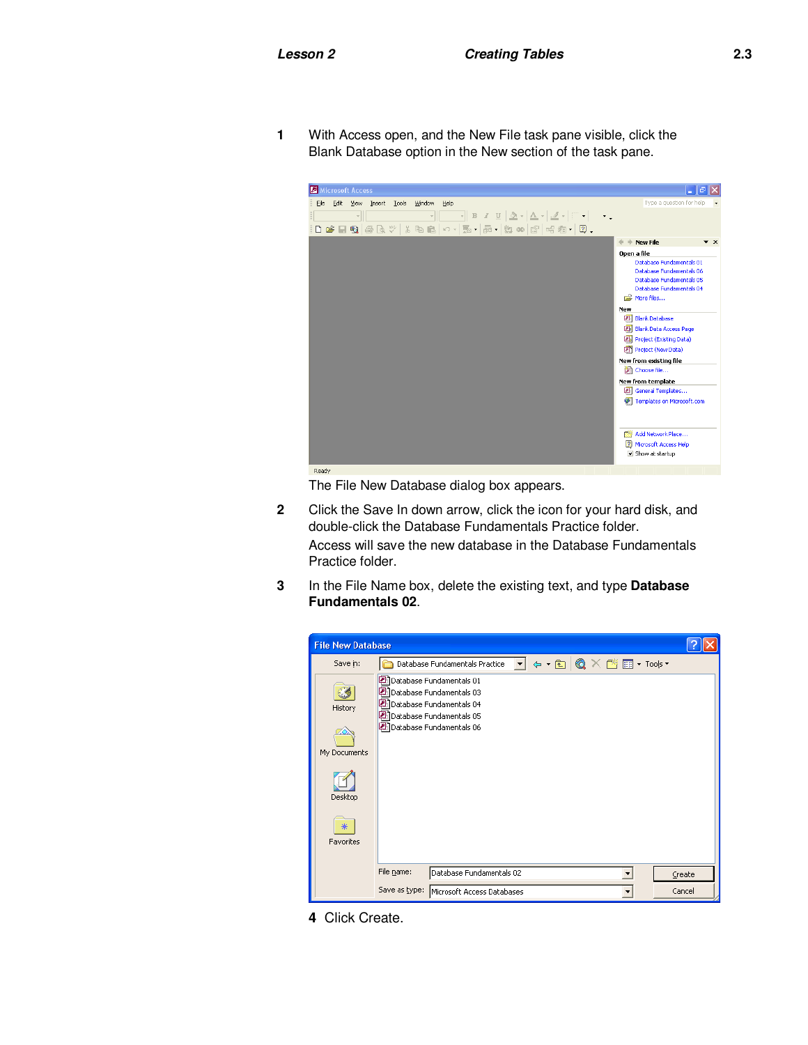1 With Access open, and the New File task pane visible, click the Blank Database option in the New section of the task pane.

The File New Database dialog box appears.

2 Click the Save In down arrow, click the icon for your hard disk, and double-click the Database Fundamentals Practice folder.

Access will save the new database in the Database Fundamentals Practice folder.

3 In the File Name box, delete the existing text, and type **Database Fundamentals 02**.

4 Click Create.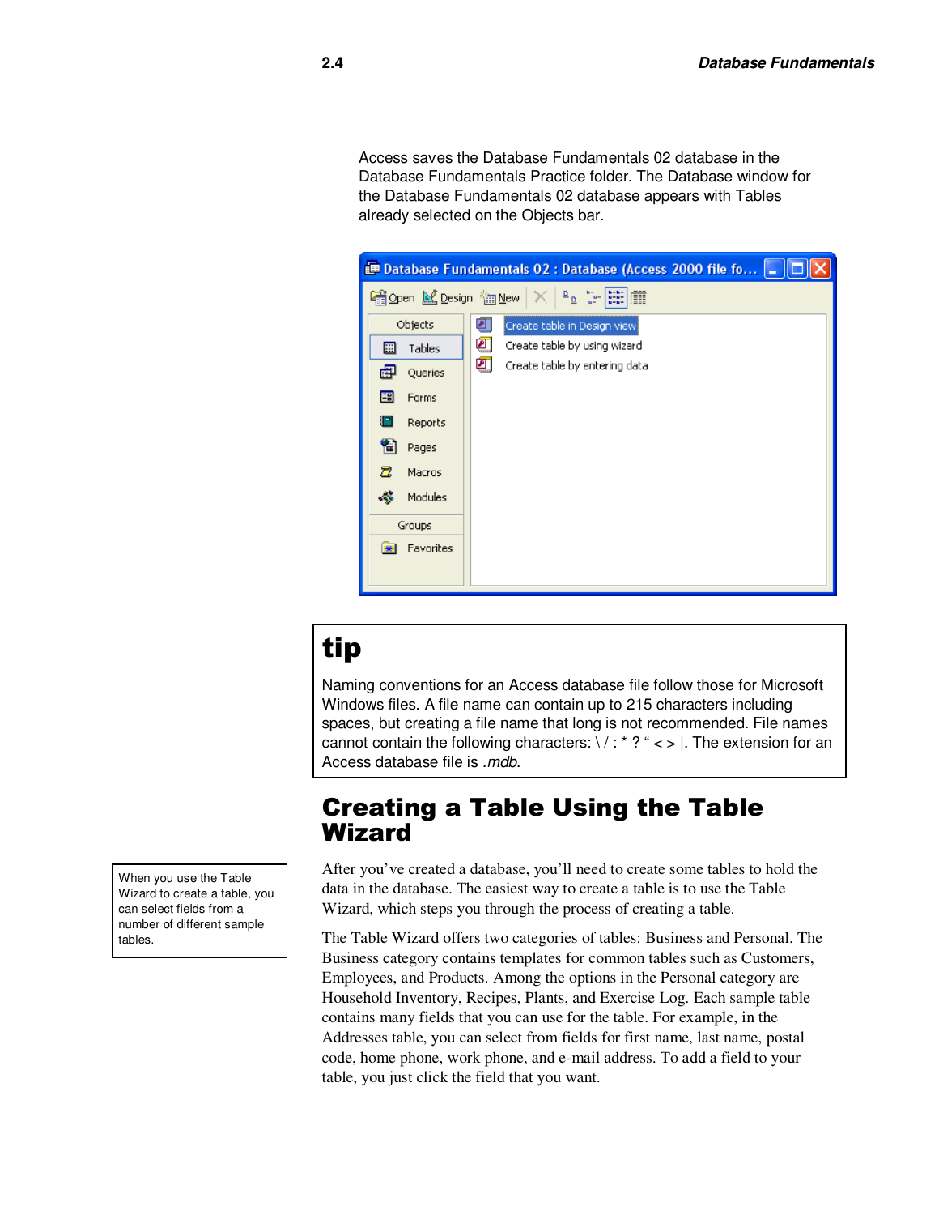Access saves the Database Fundamentals 02 database in the Database Fundamentals Practice folder. The Database window for the Database Fundamentals 02 database appears with Tables already selected on the Objects bar.

## tip

Naming conventions for an Access database file follow those for Microsoft Windows files. A file name can contain up to 215 characters including spaces, but creating a file name that long is not recommended. File names cannot contain the following characters: \ / : * ? “ < > |. The extension for an Access database file is *.mdb*.

## Creating a Table Using the Table Wizard

When you use the Table Wizard to create a table, you can select fields from a number of different sample tables.

After you’ve created a database, you’ll need to create some tables to hold the data in the database. The easiest way to create a table is to use the Table Wizard, which steps you through the process of creating a table.

The Table Wizard offers two categories of tables: Business and Personal. The Business category contains templates for common tables such as Customers, Employees, and Products. Among the options in the Personal category are Household Inventory, Recipes, Plants, and Exercise Log. Each sample table contains many fields that you can use for the table. For example, in the Addresses table, you can select from fields for first name, last name, postal code, home phone, work phone, and e-mail address. To add a field to your table, you just click the field that you want.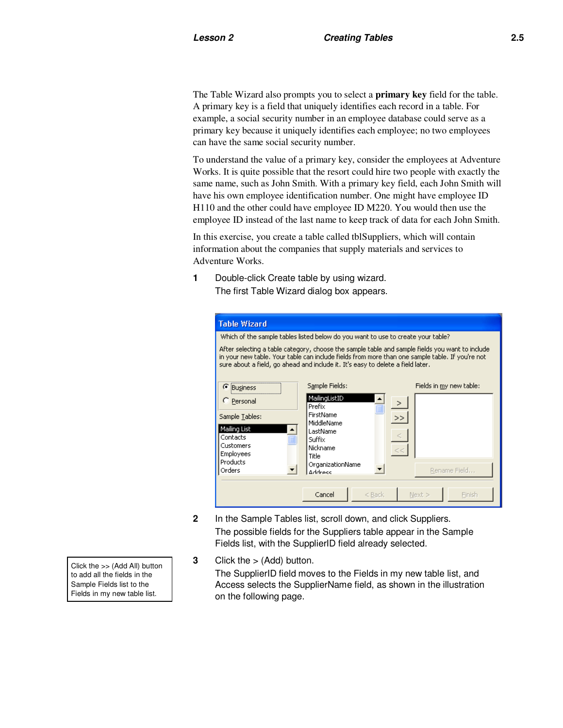The Table Wizard also prompts you to select a **primary key** field for the table. A primary key is a field that uniquely identifies each record in a table. For example, a social security number in an employee database could serve as a primary key because it uniquely identifies each employee; no two employees can have the same social security number.

To understand the value of a primary key, consider the employees at Adventure Works. It is quite possible that the resort could hire two people with exactly the same name, such as John Smith. With a primary key field, each John Smith will have his own employee identification number. One might have employee ID H110 and the other could have employee ID M220. You would then use the employee ID instead of the last name to keep track of data for each John Smith.

In this exercise, you create a table called tblSuppliers, which will contain information about the companies that supply materials and services to Adventure Works.

1. Double-click Create table by using wizard.
   The first Table Wizard dialog box appears.

2. In the Sample Tables list, scroll down, and click Suppliers.
   The possible fields for the Suppliers table appear in the Sample Fields list, with the SupplierID field already selected.

3. Click the > (Add) button.
   The SupplierID field moves to the Fields in my new table list, and Access selects the SupplierName field, as shown in the illustration on the following page.

> Click the >> (Add All) button to add all the fields in the Sample Fields list to the Fields in my new table list.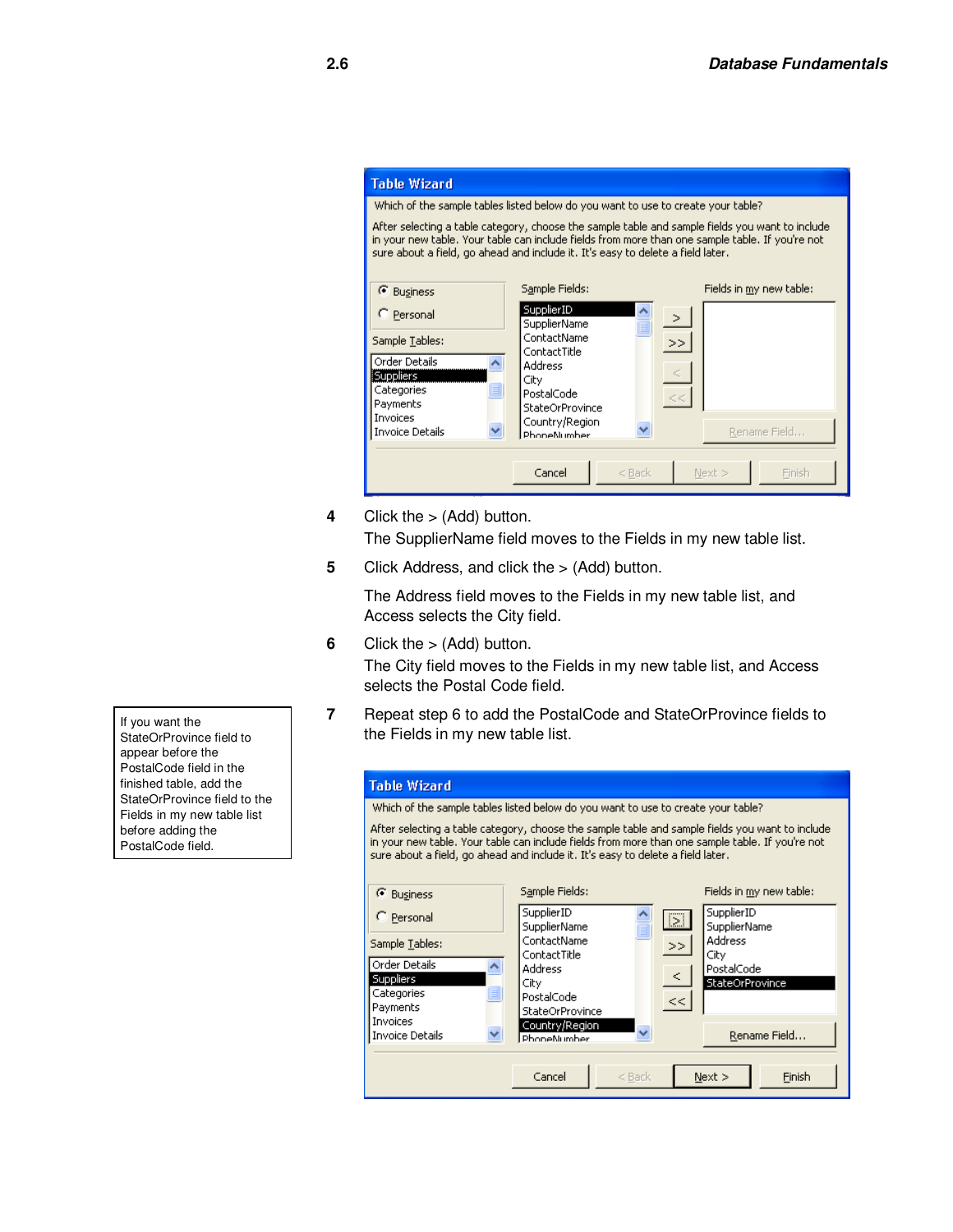4. Click the > (Add) button.
   The SupplierName field moves to the Fields in my new table list.

5. Click Address, and click the > (Add) button.

   The Address field moves to the Fields in my new table list, and Access selects the City field.

6. Click the > (Add) button.
   The City field moves to the Fields in my new table list, and Access selects the Postal Code field.

7. Repeat step 6 to add the PostalCode and StateOrProvince fields to the Fields in my new table list.

> If you want the StateOrProvince field to appear before the PostalCode field in the finished table, add the StateOrProvince field to the Fields in my new table list before adding the PostalCode field.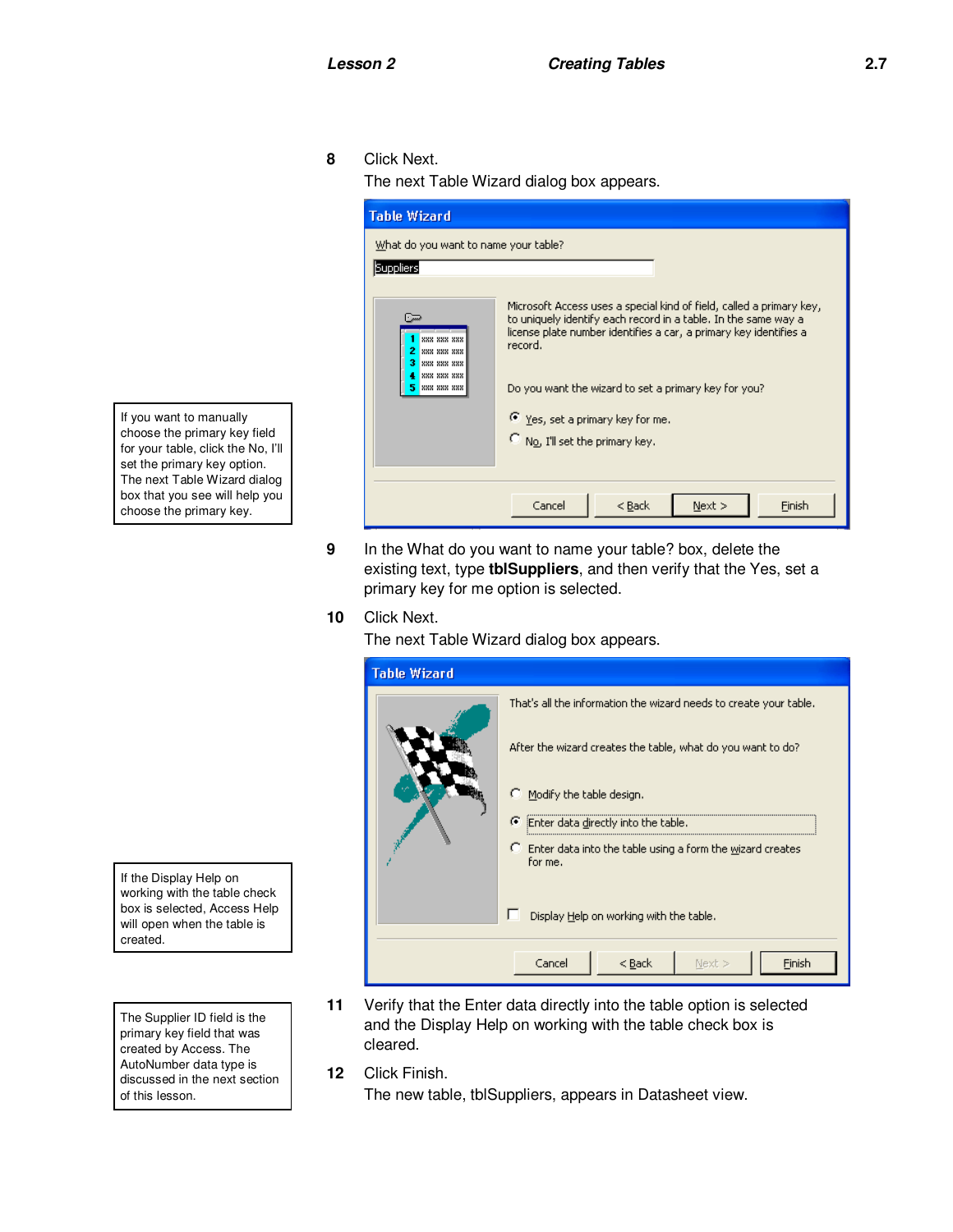8 Click Next.

The next Table Wizard dialog box appears.

> If you want to manually choose the primary key field for your table, click the No, I'll set the primary key option. The next Table Wizard dialog box that you see will help you choose the primary key.

9 In the What do you want to name your table? box, delete the existing text, type **tblSuppliers**, and then verify that the Yes, set a primary key for me option is selected.

10 Click Next.

The next Table Wizard dialog box appears.

> If the Display Help on working with the table check box is selected, Access Help will open when the table is created.

> The Supplier ID field is the primary key field that was created by Access. The AutoNumber data type is discussed in the next section of this lesson.

11 Verify that the Enter data directly into the table option is selected and the Display Help on working with the table check box is cleared.

12 Click Finish.

The new table, tblSuppliers, appears in Datasheet view.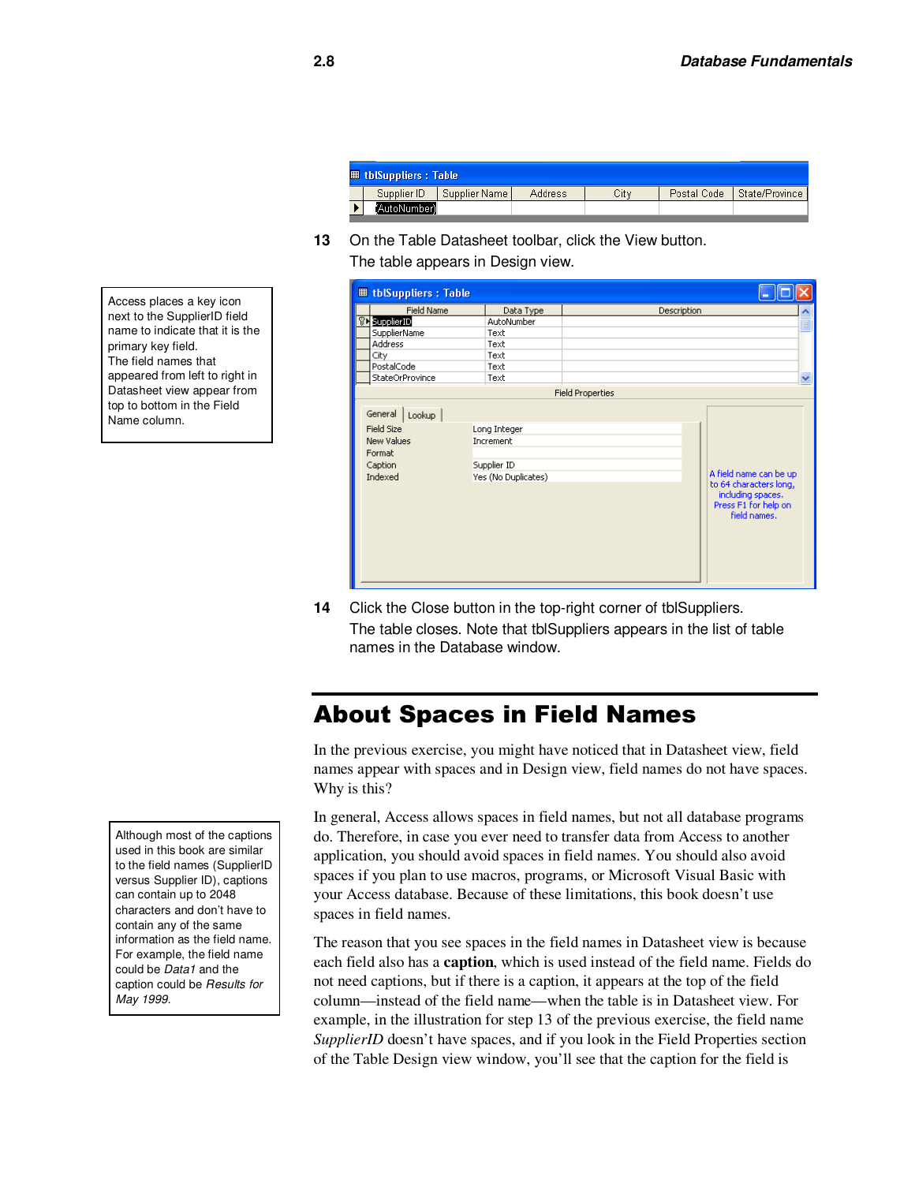13 On the Table Datasheet toolbar, click the View button.

The table appears in Design view.

Access places a key icon next to the SupplierID field name to indicate that it is the primary key field. The field names that appeared from left to right in Datasheet view appear from top to bottom in the Field Name column.

14 Click the Close button in the top-right corner of tblSuppliers.

The table closes. Note that tblSuppliers appears in the list of table names in the Database window.

## About Spaces in Field Names

In the previous exercise, you might have noticed that in Datasheet view, field names appear with spaces and in Design view, field names do not have spaces. Why is this?

In general, Access allows spaces in field names, but not all database programs do. Therefore, in case you ever need to transfer data from Access to another application, you should avoid spaces in field names. You should also avoid spaces if you plan to use macros, programs, or Microsoft Visual Basic with your Access database. Because of these limitations, this book doesn't use spaces in field names.

Although most of the captions used in this book are similar to the field names (SupplierID versus Supplier ID), captions can contain up to 2048 characters and don't have to contain any of the same information as the field name. For example, the field name could be *Data1* and the caption could be *Results for May 1999*.

The reason that you see spaces in the field names in Datasheet view is because each field also has a **caption**, which is used instead of the field name. Fields do not need captions, but if there is a caption, it appears at the top of the field column—instead of the field name—when the table is in Datasheet view. For example, in the illustration for step 13 of the previous exercise, the field name *SupplierID* doesn't have spaces, and if you look in the Field Properties section of the Table Design view window, you'll see that the caption for the field is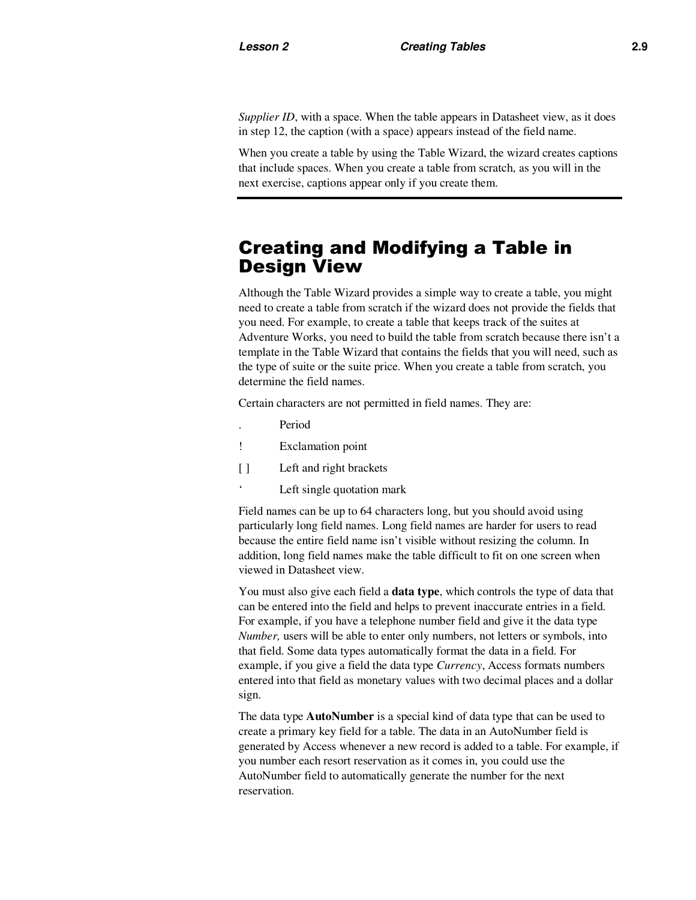*Supplier ID*, with a space. When the table appears in Datasheet view, as it does in step 12, the caption (with a space) appears instead of the field name.

When you create a table by using the Table Wizard, the wizard creates captions that include spaces. When you create a table from scratch, as you will in the next exercise, captions appear only if you create them.

---

## Creating and Modifying a Table in Design View

Although the Table Wizard provides a simple way to create a table, you might need to create a table from scratch if the wizard does not provide the fields that you need. For example, to create a table that keeps track of the suites at Adventure Works, you need to build the table from scratch because there isn't a template in the Table Wizard that contains the fields that you will need, such as the type of suite or the suite price. When you create a table from scratch, you determine the field names.

Certain characters are not permitted in field names. They are:

| | |
|---|---|
| . | Period |
| ! | Exclamation point |
| [ ] | Left and right brackets |
| ‘ | Left single quotation mark |

Field names can be up to 64 characters long, but you should avoid using particularly long field names. Long field names are harder for users to read because the entire field name isn't visible without resizing the column. In addition, long field names make the table difficult to fit on one screen when viewed in Datasheet view.

You must also give each field a **data type**, which controls the type of data that can be entered into the field and helps to prevent inaccurate entries in a field. For example, if you have a telephone number field and give it the data type *Number,* users will be able to enter only numbers, not letters or symbols, into that field. Some data types automatically format the data in a field. For example, if you give a field the data type *Currency*, Access formats numbers entered into that field as monetary values with two decimal places and a dollar sign.

The data type **AutoNumber** is a special kind of data type that can be used to create a primary key field for a table. The data in an AutoNumber field is generated by Access whenever a new record is added to a table. For example, if you number each resort reservation as it comes in, you could use the AutoNumber field to automatically generate the number for the next reservation.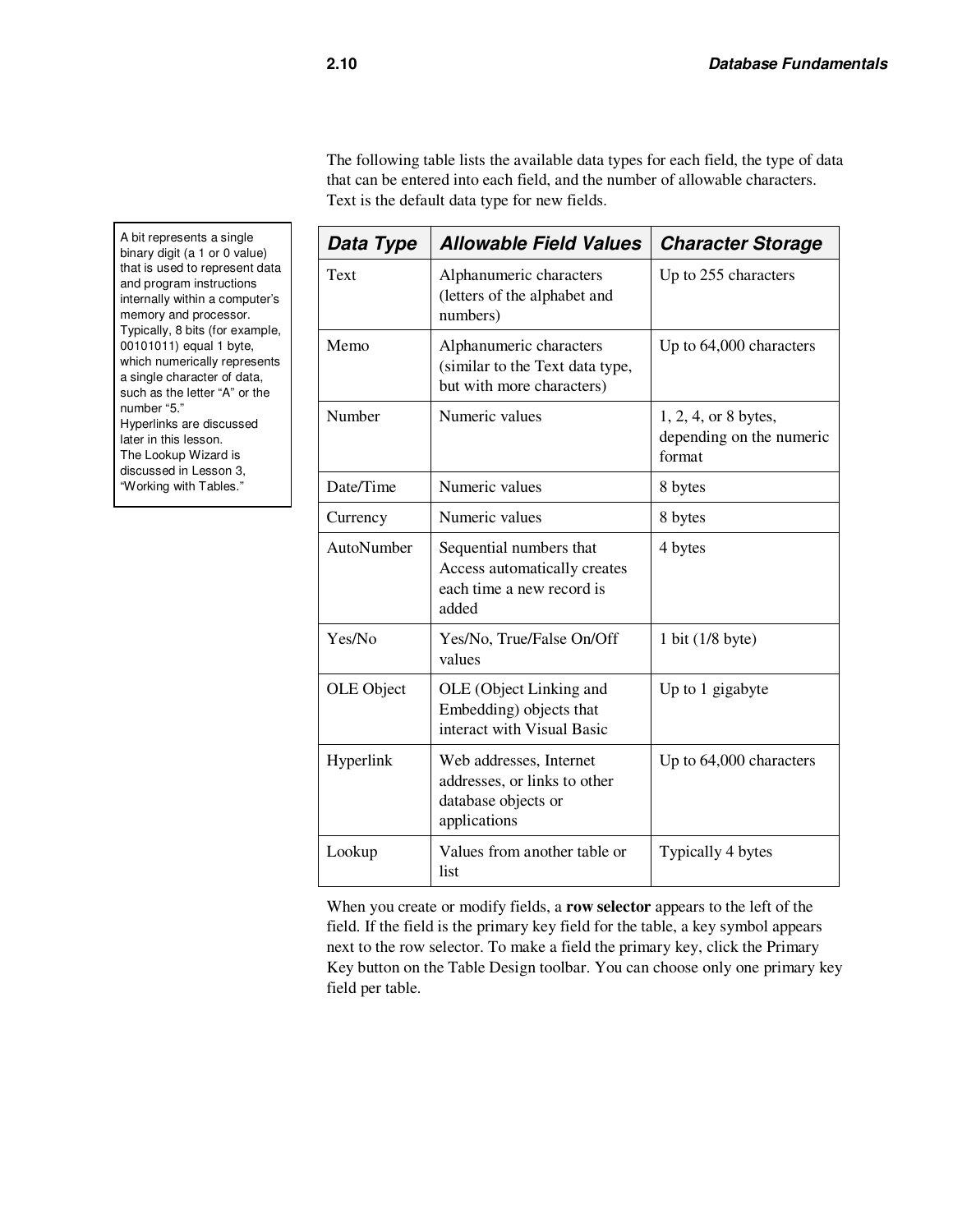The following table lists the available data types for each field, the type of data that can be entered into each field, and the number of allowable characters. Text is the default data type for new fields.

A bit represents a single binary digit (a 1 or 0 value) that is used to represent data and program instructions internally within a computer's memory and processor. Typically, 8 bits (for example, 00101011) equal 1 byte, which numerically represents a single character of data, such as the letter "A" or the number "5."
Hyperlinks are discussed later in this lesson.
The Lookup Wizard is discussed in Lesson 3, "Working with Tables."

| Data Type | Allowable Field Values | Character Storage |
|---|---|---|
| Text | Alphanumeric characters (letters of the alphabet and numbers) | Up to 255 characters |
| Memo | Alphanumeric characters (similar to the Text data type, but with more characters) | Up to 64,000 characters |
| Number | Numeric values | 1, 2, 4, or 8 bytes, depending on the numeric format |
| Date/Time | Numeric values | 8 bytes |
| Currency | Numeric values | 8 bytes |
| AutoNumber | Sequential numbers that Access automatically creates each time a new record is added | 4 bytes |
| Yes/No | Yes/No, True/False On/Off values | 1 bit (1/8 byte) |
| OLE Object | OLE (Object Linking and Embedding) objects that interact with Visual Basic | Up to 1 gigabyte |
| Hyperlink | Web addresses, Internet addresses, or links to other database objects or applications | Up to 64,000 characters |
| Lookup | Values from another table or list | Typically 4 bytes |

When you create or modify fields, a **row selector** appears to the left of the field. If the field is the primary key field for the table, a key symbol appears next to the row selector. To make a field the primary key, click the Primary Key button on the Table Design toolbar. You can choose only one primary key field per table.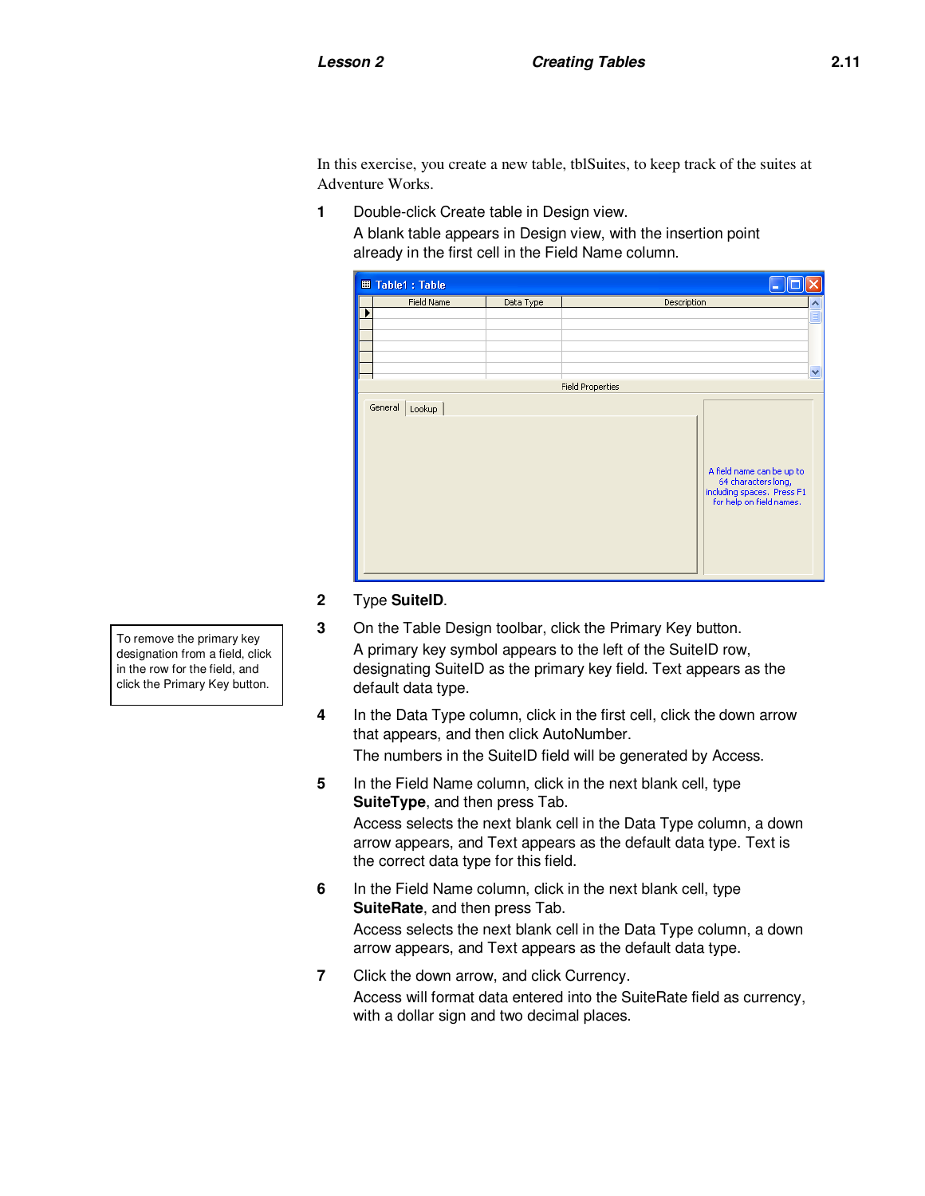In this exercise, you create a new table, tblSuites, to keep track of the suites at Adventure Works.

1. Double-click Create table in Design view.

   A blank table appears in Design view, with the insertion point already in the first cell in the Field Name column.

2. Type **SuiteID**.

3. On the Table Design toolbar, click the Primary Key button.

   A primary key symbol appears to the left of the SuiteID row, designating SuiteID as the primary key field. Text appears as the default data type.

> To remove the primary key designation from a field, click in the row for the field, and click the Primary Key button.

4. In the Data Type column, click in the first cell, click the down arrow that appears, and then click AutoNumber.

   The numbers in the SuiteID field will be generated by Access.

5. In the Field Name column, click in the next blank cell, type **SuiteType**, and then press Tab.

   Access selects the next blank cell in the Data Type column, a down arrow appears, and Text appears as the default data type. Text is the correct data type for this field.

6. In the Field Name column, click in the next blank cell, type **SuiteRate**, and then press Tab.

   Access selects the next blank cell in the Data Type column, a down arrow appears, and Text appears as the default data type.

7. Click the down arrow, and click Currency.

   Access will format data entered into the SuiteRate field as currency, with a dollar sign and two decimal places.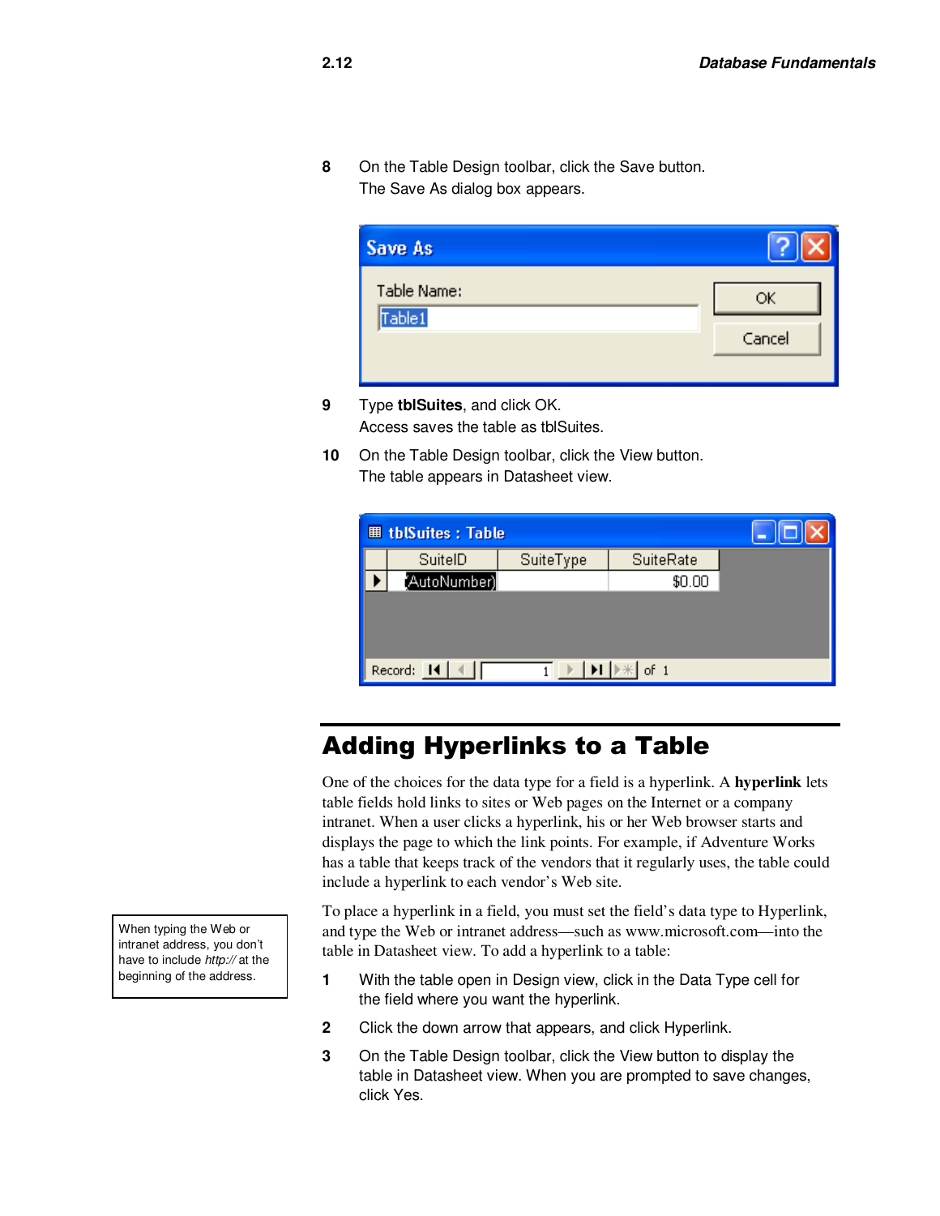8 On the Table Design toolbar, click the Save button.
The Save As dialog box appears.

9 Type **tblSuites**, and click OK.
Access saves the table as tblSuites.

10 On the Table Design toolbar, click the View button.
The table appears in Datasheet view.

## Adding Hyperlinks to a Table

One of the choices for the data type for a field is a hyperlink. A **hyperlink** lets table fields hold links to sites or Web pages on the Internet or a company intranet. When a user clicks a hyperlink, his or her Web browser starts and displays the page to which the link points. For example, if Adventure Works has a table that keeps track of the vendors that it regularly uses, the table could include a hyperlink to each vendor's Web site.

To place a hyperlink in a field, you must set the field's data type to Hyperlink, and type the Web or intranet address—such as www.microsoft.com—into the table in Datasheet view. To add a hyperlink to a table:

When typing the Web or intranet address, you don't have to include *http://* at the beginning of the address.

1 With the table open in Design view, click in the Data Type cell for the field where you want the hyperlink.

2 Click the down arrow that appears, and click Hyperlink.

3 On the Table Design toolbar, click the View button to display the table in Datasheet view. When you are prompted to save changes, click Yes.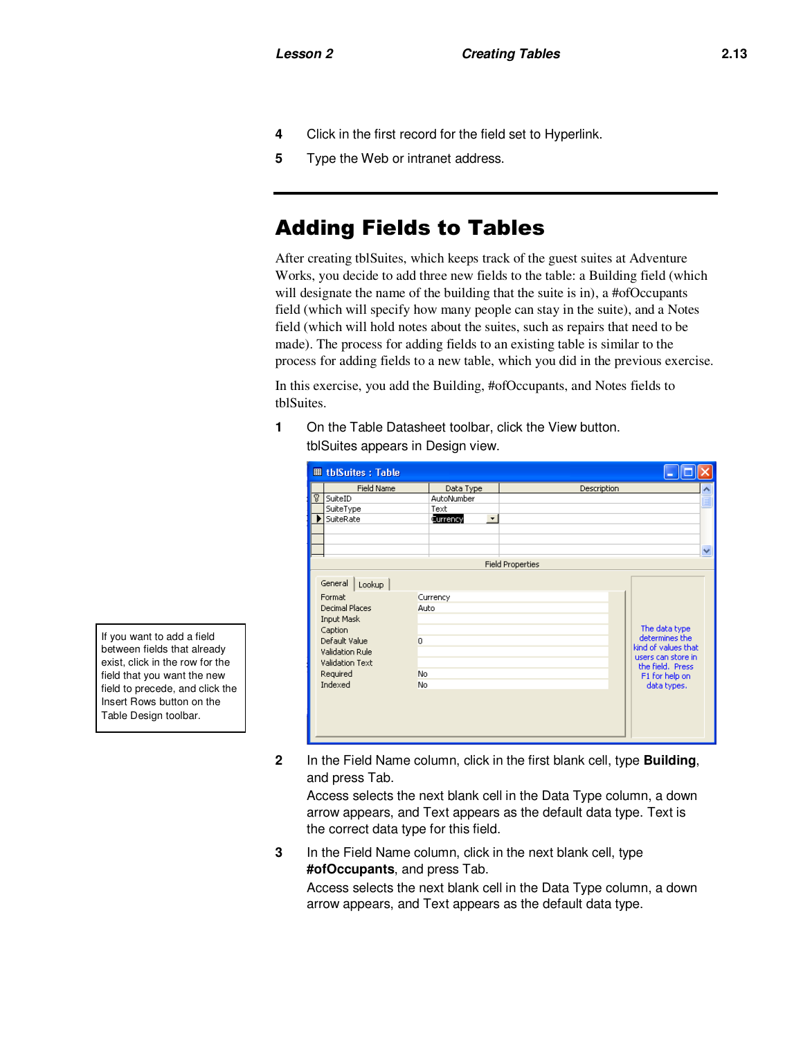4 Click in the first record for the field set to Hyperlink.

5 Type the Web or intranet address.

## Adding Fields to Tables

After creating tblSuites, which keeps track of the guest suites at Adventure Works, you decide to add three new fields to the table: a Building field (which will designate the name of the building that the suite is in), a #ofOccupants field (which will specify how many people can stay in the suite), and a Notes field (which will hold notes about the suites, such as repairs that need to be made). The process for adding fields to an existing table is similar to the process for adding fields to a new table, which you did in the previous exercise.

In this exercise, you add the Building, #ofOccupants, and Notes fields to tblSuites.

1 On the Table Datasheet toolbar, click the View button.
tblSuites appears in Design view.

> If you want to add a field between fields that already exist, click in the row for the field that you want the new field to precede, and click the Insert Rows button on the Table Design toolbar.

2 In the Field Name column, click in the first blank cell, type **Building**, and press Tab.
Access selects the next blank cell in the Data Type column, a down arrow appears, and Text appears as the default data type. Text is the correct data type for this field.

3 In the Field Name column, click in the next blank cell, type **#ofOccupants**, and press Tab.
Access selects the next blank cell in the Data Type column, a down arrow appears, and Text appears as the default data type.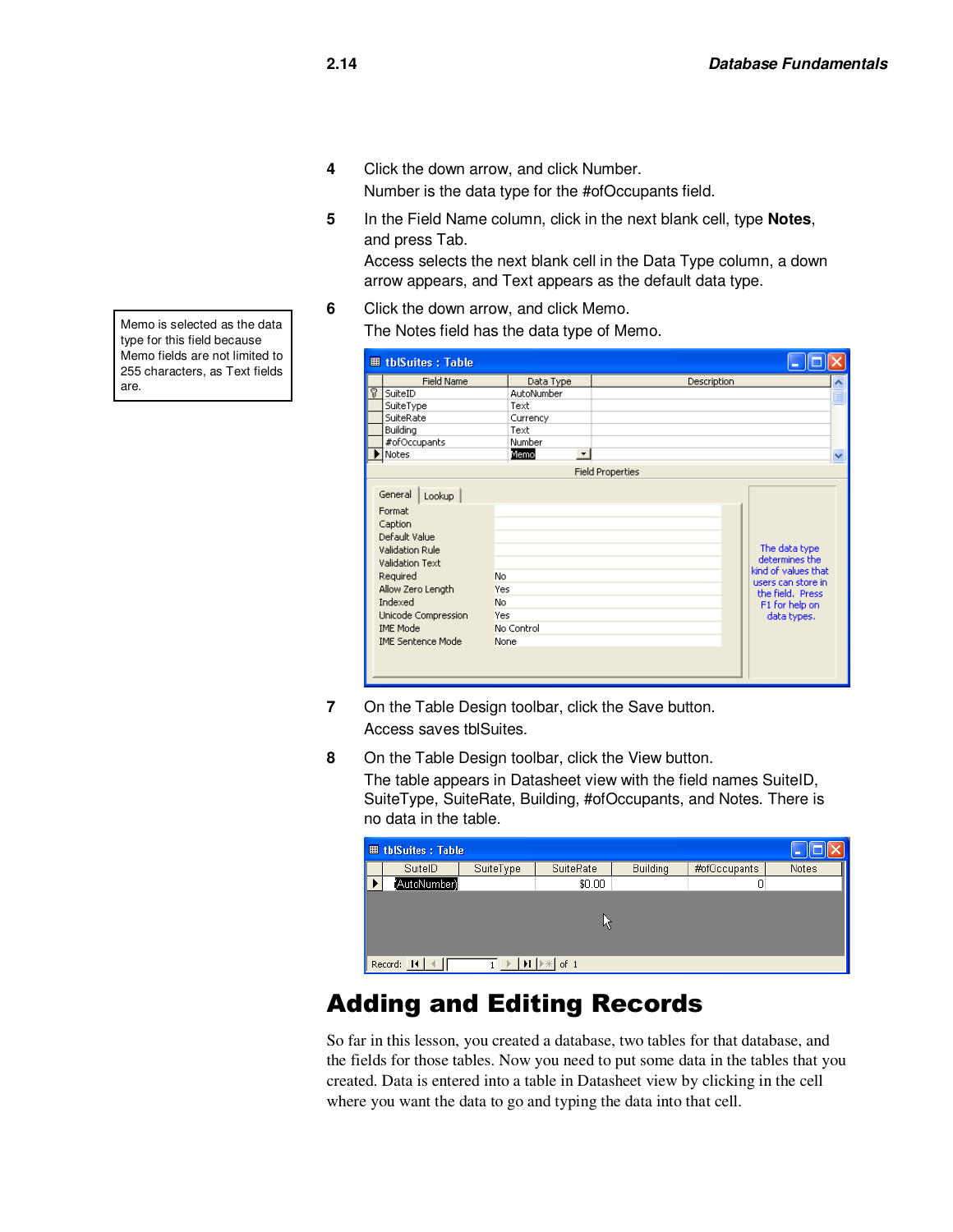4 Click the down arrow, and click Number.
Number is the data type for the #ofOccupants field.

5 In the Field Name column, click in the next blank cell, type **Notes**, and press Tab.
Access selects the next blank cell in the Data Type column, a down arrow appears, and Text appears as the default data type.

> Memo is selected as the data type for this field because Memo fields are not limited to 255 characters, as Text fields are.

6 Click the down arrow, and click Memo.
The Notes field has the data type of Memo.

7 On the Table Design toolbar, click the Save button.
Access saves tblSuites.

8 On the Table Design toolbar, click the View button.
The table appears in Datasheet view with the field names SuiteID, SuiteType, SuiteRate, Building, #ofOccupants, and Notes. There is no data in the table.

# Adding and Editing Records

So far in this lesson, you created a database, two tables for that database, and the fields for those tables. Now you need to put some data in the tables that you created. Data is entered into a table in Datasheet view by clicking in the cell where you want the data to go and typing the data into that cell.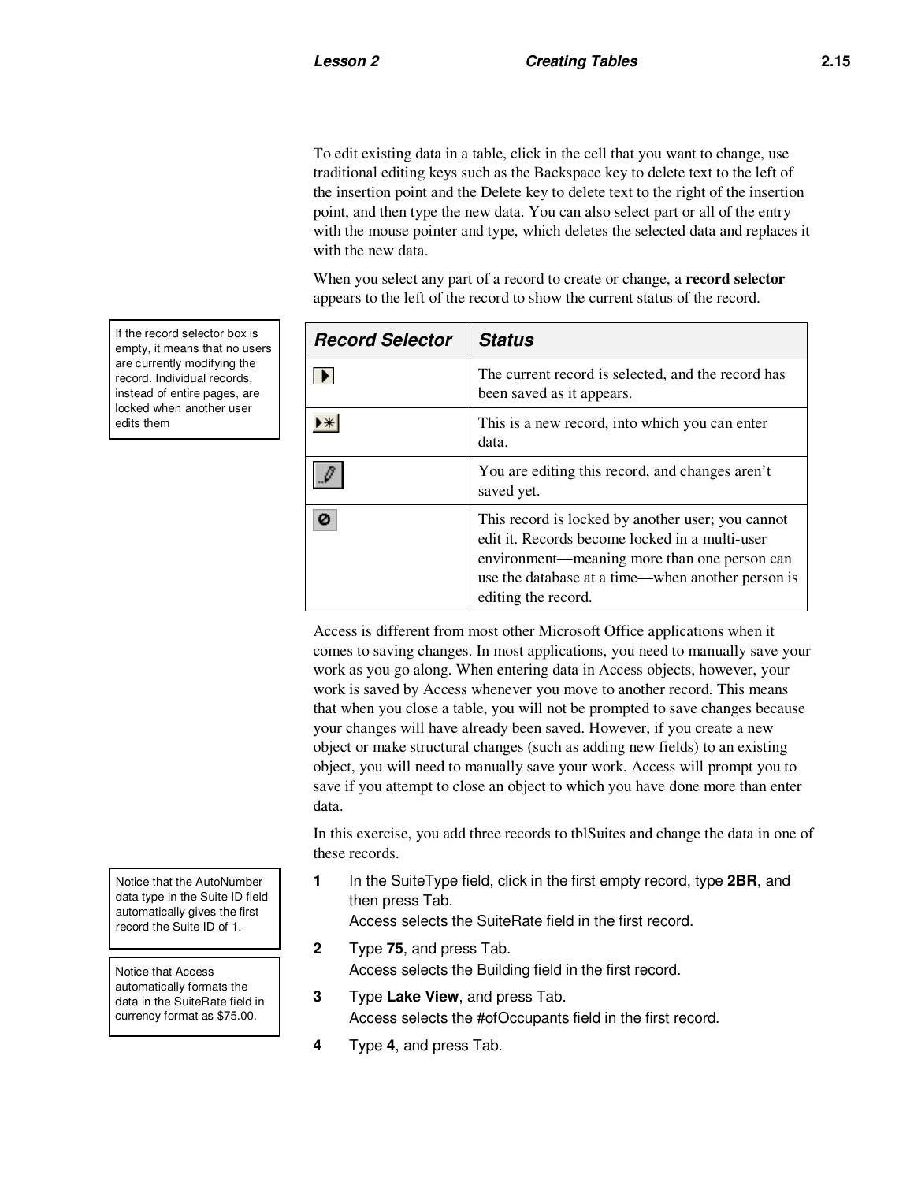To edit existing data in a table, click in the cell that you want to change, use traditional editing keys such as the Backspace key to delete text to the left of the insertion point and the Delete key to delete text to the right of the insertion point, and then type the new data. You can also select part or all of the entry with the mouse pointer and type, which deletes the selected data and replaces it with the new data.

When you select any part of a record to create or change, a **record selector** appears to the left of the record to show the current status of the record.

> If the record selector box is empty, it means that no users are currently modifying the record. Individual records, instead of entire pages, are locked when another user edits them

| *Record Selector* | *Status* |
|---|---|
| ▶ | The current record is selected, and the record has been saved as it appears. |
| ▶* | This is a new record, into which you can enter data. |
| ✎ | You are editing this record, and changes aren't saved yet. |
| ⊘ | This record is locked by another user; you cannot edit it. Records become locked in a multi-user environment—meaning more than one person can use the database at a time—when another person is editing the record. |

Access is different from most other Microsoft Office applications when it comes to saving changes. In most applications, you need to manually save your work as you go along. When entering data in Access objects, however, your work is saved by Access whenever you move to another record. This means that when you close a table, you will not be prompted to save changes because your changes will have already been saved. However, if you create a new object or make structural changes (such as adding new fields) to an existing object, you will need to manually save your work. Access will prompt you to save if you attempt to close an object to which you have done more than enter data.

In this exercise, you add three records to tblSuites and change the data in one of these records.

> Notice that the AutoNumber data type in the Suite ID field automatically gives the first record the Suite ID of 1.

> Notice that Access automatically formats the data in the SuiteRate field in currency format as $75.00.

1. In the SuiteType field, click in the first empty record, type **2BR**, and then press Tab.
   Access selects the SuiteRate field in the first record.
2. Type **75**, and press Tab.
   Access selects the Building field in the first record.
3. Type **Lake View**, and press Tab.
   Access selects the #ofOccupants field in the first record.
4. Type **4**, and press Tab.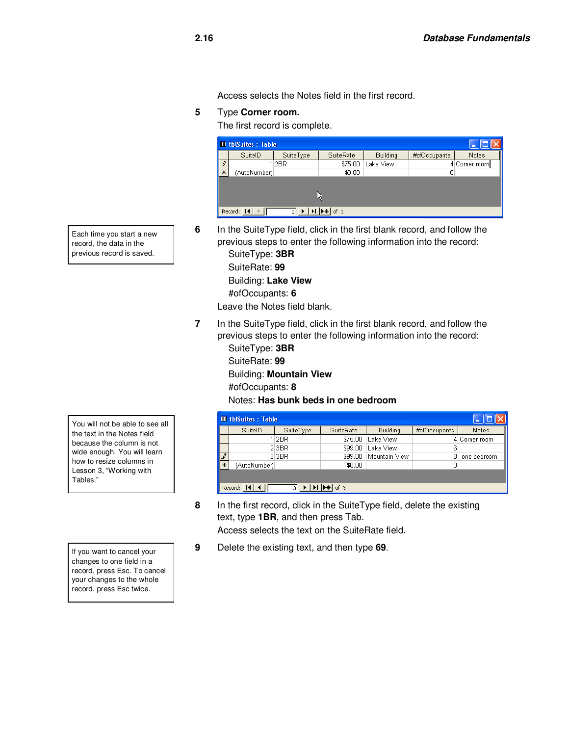Access selects the Notes field in the first record.

5 Type **Corner room.**
The first record is complete.

| SuiteID | SuiteType | SuiteRate | Building | #ofOccupants | Notes |
|---|---|---|---|---|---|
| 1 | 2BR | $75.00 | Lake View | 4 | Corner room |
| (AutoNumber) | | $0.00 | | 0 | |

Record: 1 of 1

> Each time you start a new record, the data in the previous record is saved.

6 In the SuiteType field, click in the first blank record, and follow the previous steps to enter the following information into the record:
SuiteType: **3BR**
SuiteRate: **99**
Building: **Lake View**
#ofOccupants: **6**
Leave the Notes field blank.

7 In the SuiteType field, click in the first blank record, and follow the previous steps to enter the following information into the record:
SuiteType: **3BR**
SuiteRate: **99**
Building: **Mountain View**
#ofOccupants: **8**
Notes: **Has bunk beds in one bedroom**

> You will not be able to see all the text in the Notes field because the column is not wide enough. You will learn how to resize columns in Lesson 3, "Working with Tables."

| SuiteID | SuiteType | SuiteRate | Building | #ofOccupants | Notes |
|---|---|---|---|---|---|
| 1 | 2BR | $75.00 | Lake View | 4 | Corner room |
| 2 | 3BR | $99.00 | Lake View | 6 | |
| 3 | 3BR | $99.00 | Mountain View | 8 | one bedroom |
| (AutoNumber) | | $0.00 | | 0 | |

Record: 3 of 3

8 In the first record, click in the SuiteType field, delete the existing text, type **1BR**, and then press Tab.
Access selects the text on the SuiteRate field.

> If you want to cancel your changes to one field in a record, press Esc. To cancel your changes to the whole record, press Esc twice.

9 Delete the existing text, and then type **69**.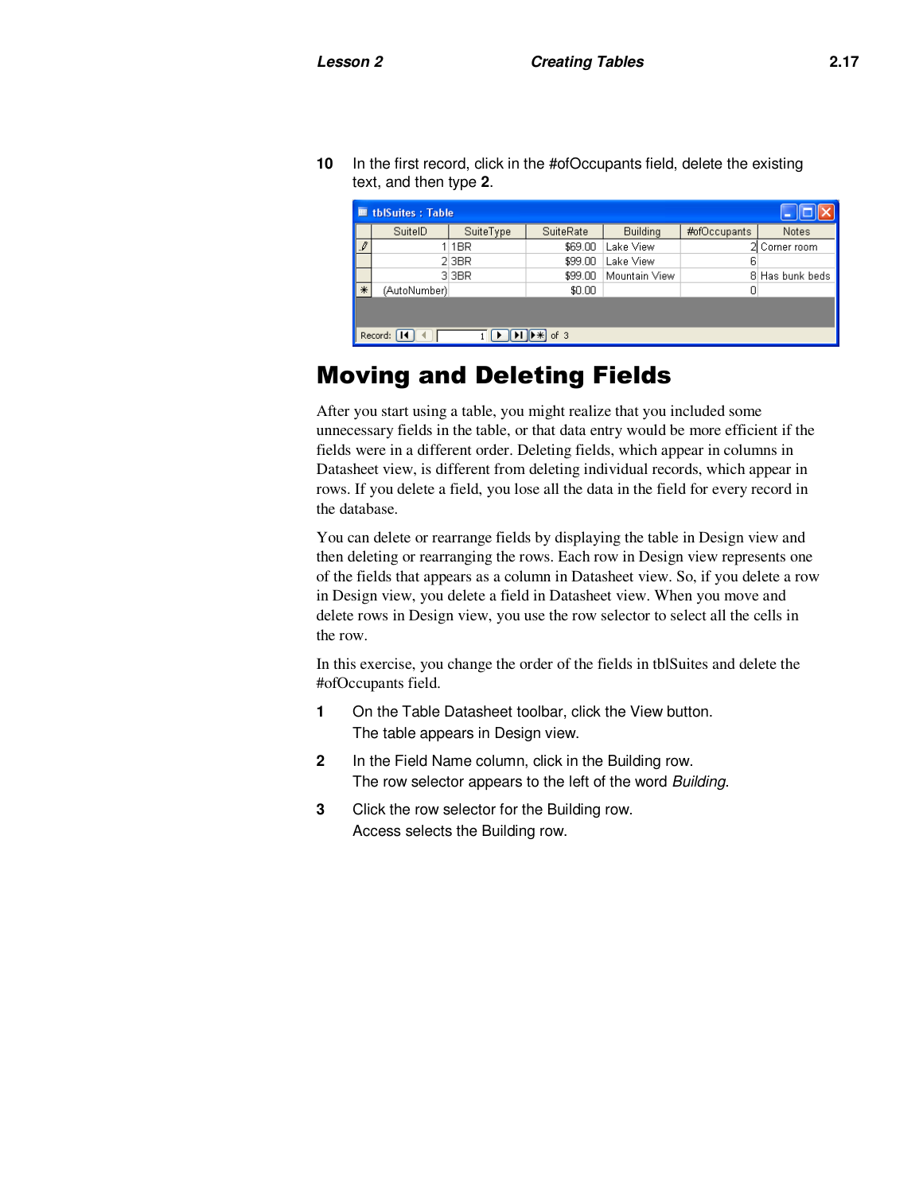10 In the first record, click in the #ofOccupants field, delete the existing text, and then type **2**.

tblSuites : Table

| | SuiteID | SuiteType | SuiteRate | Building | #ofOccupants | Notes |
|---|---|---|---|---|---|---|
| ✎ | 1 | 1BR | $69.00 | Lake View | 2 | Corner room |
| | 2 | 3BR | $99.00 | Lake View | 6 | |
| | 3 | 3BR | $99.00 | Mountain View | 8 | Has bunk beds |
| * | (AutoNumber) | | $0.00 | | 0 | |

Record: 1 of 3

# Moving and Deleting Fields

After you start using a table, you might realize that you included some unnecessary fields in the table, or that data entry would be more efficient if the fields were in a different order. Deleting fields, which appear in columns in Datasheet view, is different from deleting individual records, which appear in rows. If you delete a field, you lose all the data in the field for every record in the database.

You can delete or rearrange fields by displaying the table in Design view and then deleting or rearranging the rows. Each row in Design view represents one of the fields that appears as a column in Datasheet view. So, if you delete a row in Design view, you delete a field in Datasheet view. When you move and delete rows in Design view, you use the row selector to select all the cells in the row.

In this exercise, you change the order of the fields in tblSuites and delete the #ofOccupants field.

1 On the Table Datasheet toolbar, click the View button.
  The table appears in Design view.

2 In the Field Name column, click in the Building row.
  The row selector appears to the left of the word *Building*.

3 Click the row selector for the Building row.
  Access selects the Building row.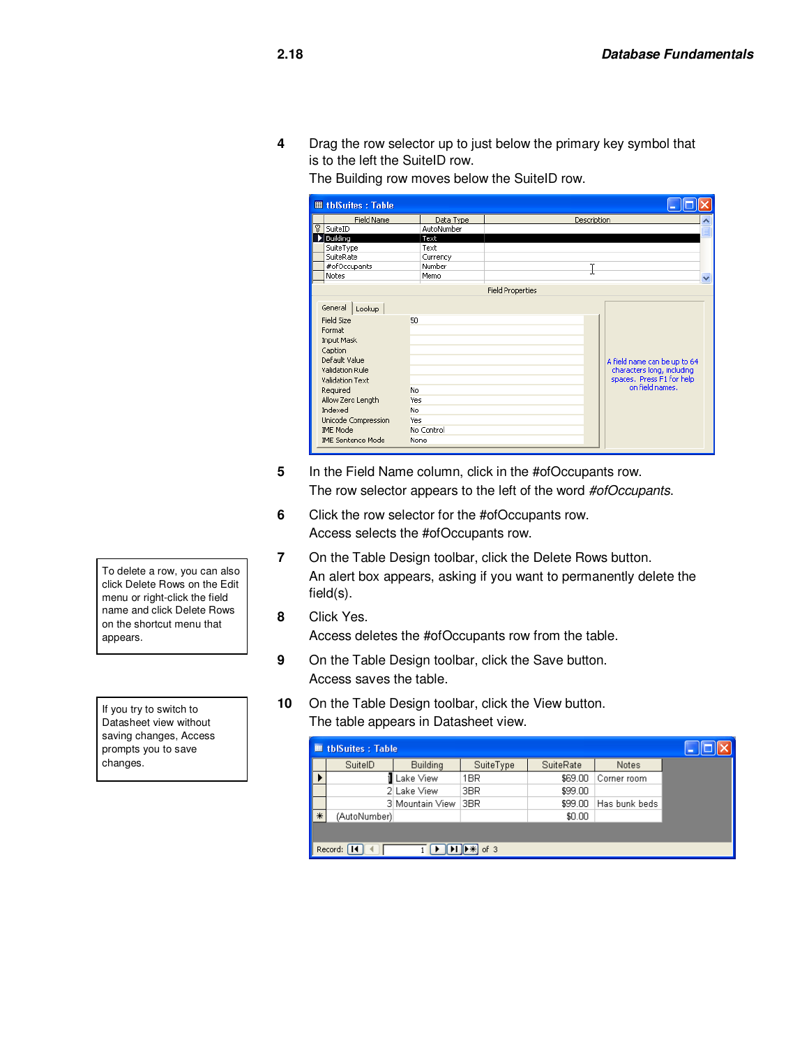4 Drag the row selector up to just below the primary key symbol that is to the left the SuiteID row.
The Building row moves below the SuiteID row.

5 In the Field Name column, click in the #ofOccupants row.
The row selector appears to the left of the word *#ofOccupants*.

6 Click the row selector for the #ofOccupants row.
Access selects the #ofOccupants row.

7 On the Table Design toolbar, click the Delete Rows button.
An alert box appears, asking if you want to permanently delete the field(s).

> To delete a row, you can also click Delete Rows on the Edit menu or right-click the field name and click Delete Rows on the shortcut menu that appears.

8 Click Yes.
Access deletes the #ofOccupants row from the table.

9 On the Table Design toolbar, click the Save button.
Access saves the table.

10 On the Table Design toolbar, click the View button.
The table appears in Datasheet view.

> If you try to switch to Datasheet view without saving changes, Access prompts you to save changes.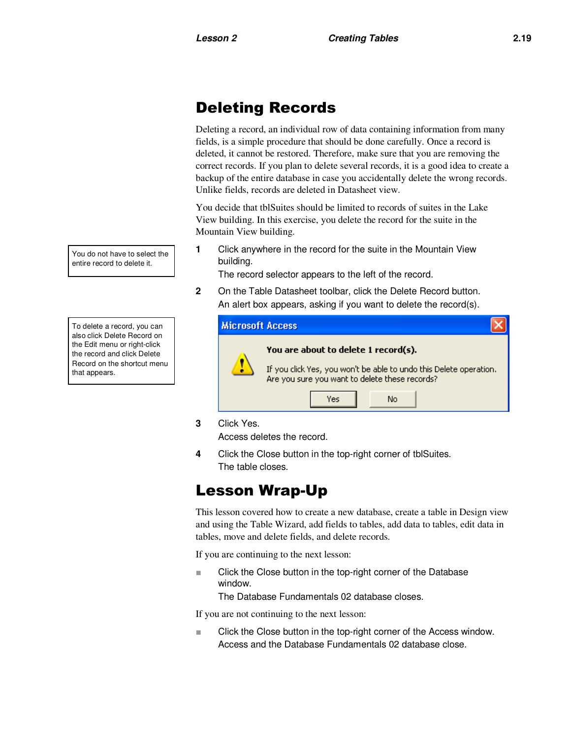# Deleting Records

Deleting a record, an individual row of data containing information from many fields, is a simple procedure that should be done carefully. Once a record is deleted, it cannot be restored. Therefore, make sure that you are removing the correct records. If you plan to delete several records, it is a good idea to create a backup of the entire database in case you accidentally delete the wrong records. Unlike fields, records are deleted in Datasheet view.

You decide that tblSuites should be limited to records of suites in the Lake View building. In this exercise, you delete the record for the suite in the Mountain View building.

> You do not have to select the entire record to delete it.

1. Click anywhere in the record for the suite in the Mountain View building.
   The record selector appears to the left of the record.
2. On the Table Datasheet toolbar, click the Delete Record button.
   An alert box appears, asking if you want to delete the record(s).

> To delete a record, you can also click Delete Record on the Edit menu or right-click the record and click Delete Record on the shortcut menu that appears.

**Microsoft Access**

**You are about to delete 1 record(s).**

If you click Yes, you won't be able to undo this Delete operation.
Are you sure you want to delete these records?

[Yes] [No]

3. Click Yes.
   Access deletes the record.
4. Click the Close button in the top-right corner of tblSuites.
   The table closes.

# Lesson Wrap-Up

This lesson covered how to create a new database, create a table in Design view and using the Table Wizard, add fields to tables, add data to tables, edit data in tables, move and delete fields, and delete records.

If you are continuing to the next lesson:

- Click the Close button in the top-right corner of the Database window.
  The Database Fundamentals 02 database closes.

If you are not continuing to the next lesson:

- Click the Close button in the top-right corner of the Access window.
  Access and the Database Fundamentals 02 database close.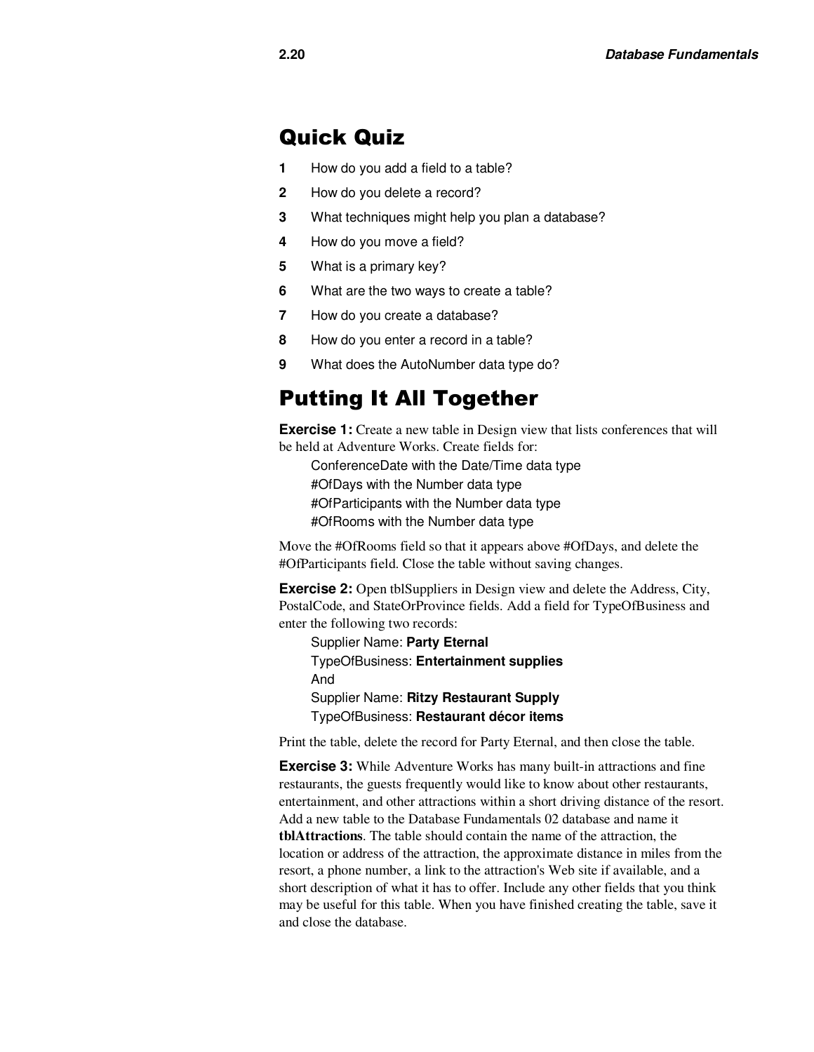## Quick Quiz

1. How do you add a field to a table?
2. How do you delete a record?
3. What techniques might help you plan a database?
4. How do you move a field?
5. What is a primary key?
6. What are the two ways to create a table?
7. How do you create a database?
8. How do you enter a record in a table?
9. What does the AutoNumber data type do?

## Putting It All Together

**Exercise 1:** Create a new table in Design view that lists conferences that will be held at Adventure Works. Create fields for:

ConferenceDate with the Date/Time data type
#OfDays with the Number data type
#OfParticipants with the Number data type
#OfRooms with the Number data type

Move the #OfRooms field so that it appears above #OfDays, and delete the #OfParticipants field. Close the table without saving changes.

**Exercise 2:** Open tblSuppliers in Design view and delete the Address, City, PostalCode, and StateOrProvince fields. Add a field for TypeOfBusiness and enter the following two records:

Supplier Name: **Party Eternal**
TypeOfBusiness: **Entertainment supplies**
And
Supplier Name: **Ritzy Restaurant Supply**
TypeOfBusiness: **Restaurant décor items**

Print the table, delete the record for Party Eternal, and then close the table.

**Exercise 3:** While Adventure Works has many built-in attractions and fine restaurants, the guests frequently would like to know about other restaurants, entertainment, and other attractions within a short driving distance of the resort. Add a new table to the Database Fundamentals 02 database and name it **tblAttractions**. The table should contain the name of the attraction, the location or address of the attraction, the approximate distance in miles from the resort, a phone number, a link to the attraction's Web site if available, and a short description of what it has to offer. Include any other fields that you think may be useful for this table. When you have finished creating the table, save it and close the database.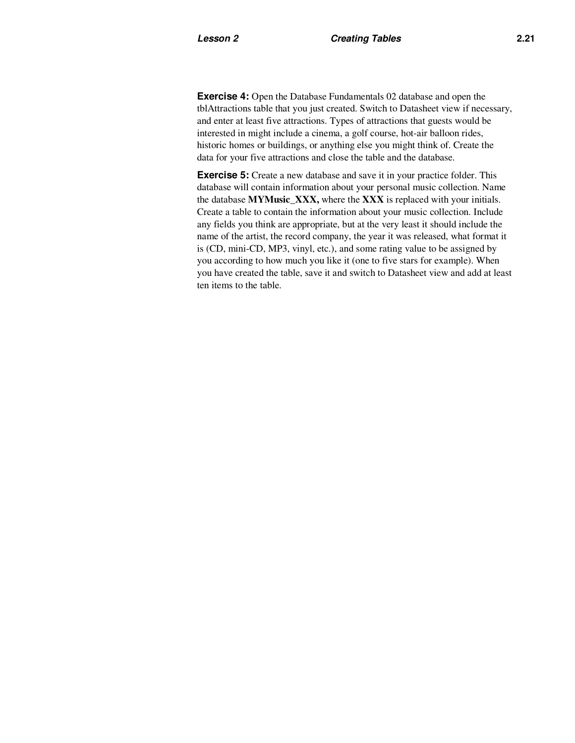**Exercise 4:** Open the Database Fundamentals 02 database and open the tblAttractions table that you just created. Switch to Datasheet view if necessary, and enter at least five attractions. Types of attractions that guests would be interested in might include a cinema, a golf course, hot-air balloon rides, historic homes or buildings, or anything else you might think of. Create the data for your five attractions and close the table and the database.

**Exercise 5:** Create a new database and save it in your practice folder. This database will contain information about your personal music collection. Name the database **MYMusic_XXX,** where the **XXX** is replaced with your initials. Create a table to contain the information about your music collection. Include any fields you think are appropriate, but at the very least it should include the name of the artist, the record company, the year it was released, what format it is (CD, mini-CD, MP3, vinyl, etc.), and some rating value to be assigned by you according to how much you like it (one to five stars for example). When you have created the table, save it and switch to Datasheet view and add at least ten items to the table.